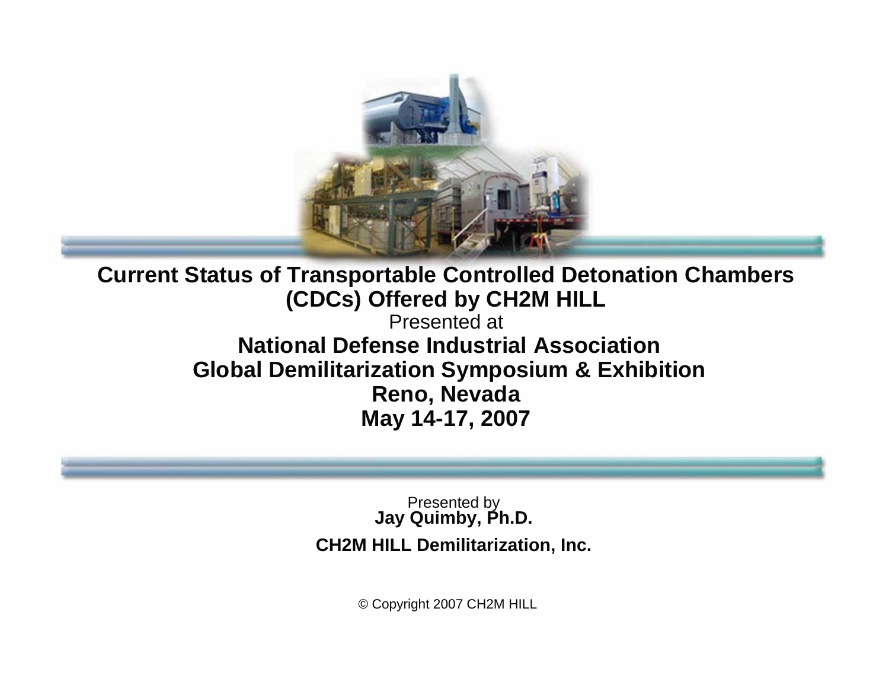# Current Status of Transportable Controlled Detonation Chambers (CDCs) Offered by CH2M HILL

Presented at

**National Defense Industrial Association**
**Global Demilitarization Symposium & Exhibition**
**Reno, Nevada**
**May 14-17, 2007**

Presented by
**Jay Quimby, Ph.D.**

**CH2M HILL Demilitarization, Inc.**

© Copyright 2007 CH2M HILL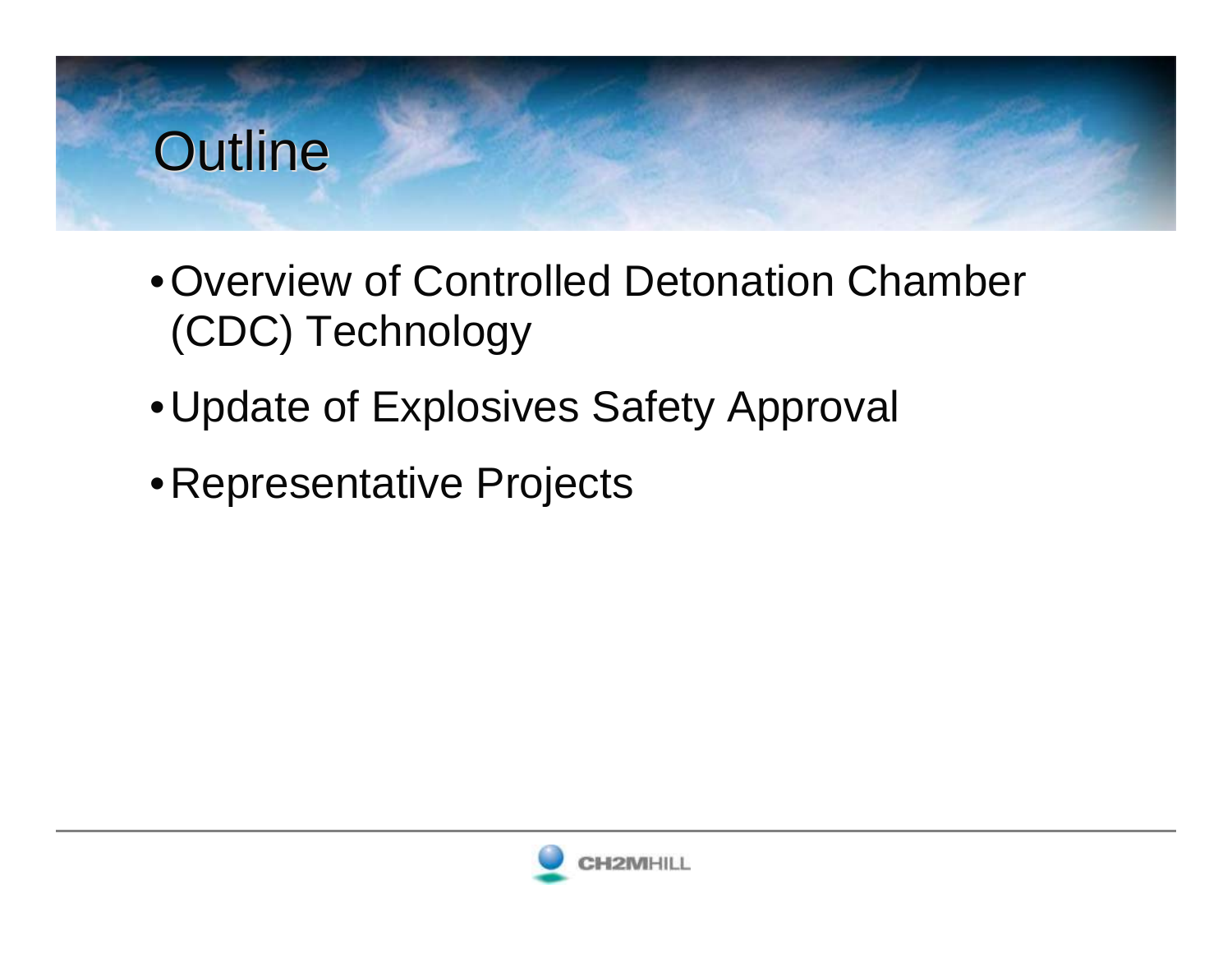# Outline

- Overview of Controlled Detonation Chamber (CDC) Technology
- Update of Explosives Safety Approval
- Representative Projects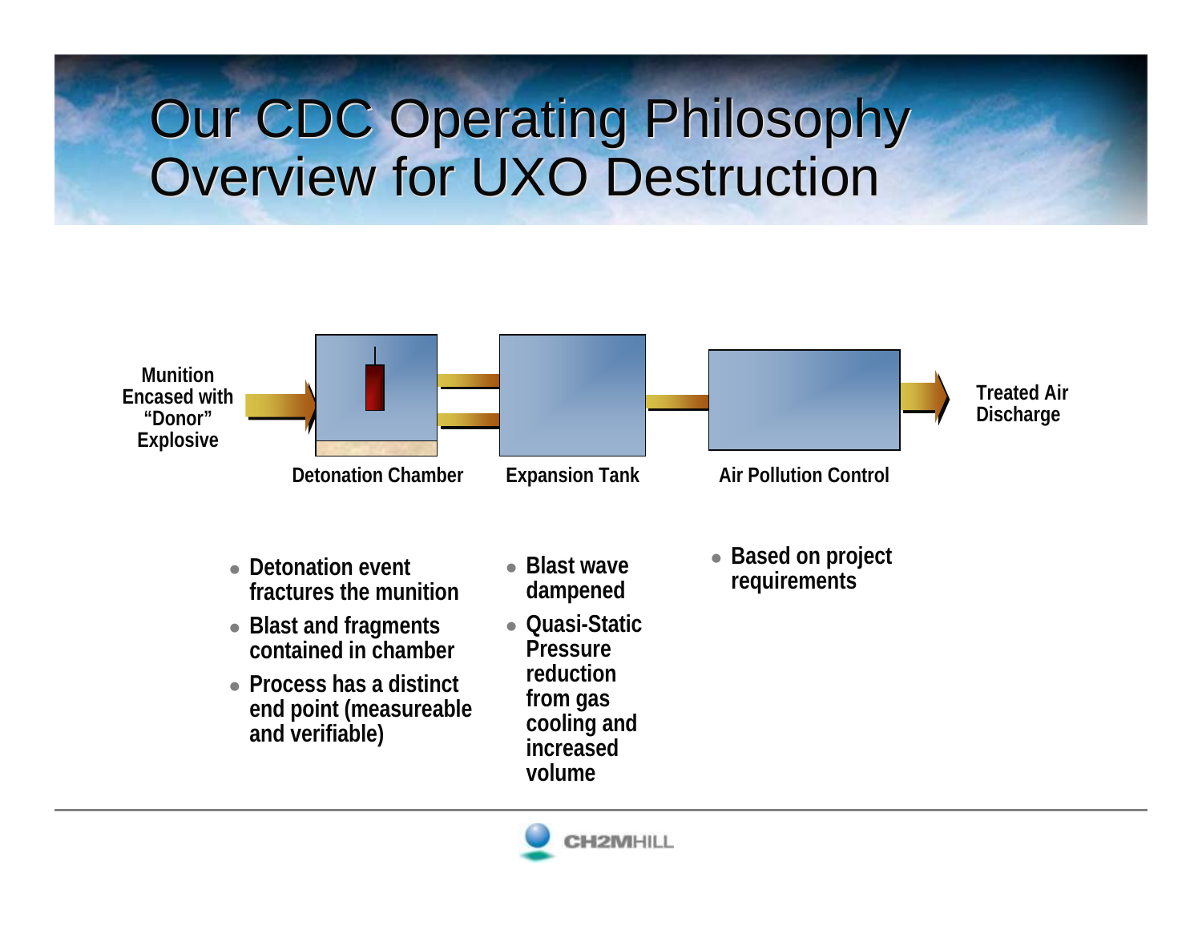# Our CDC Operating Philosophy Overview for UXO Destruction

Munition Encased with "Donor" Explosive → **Detonation Chamber** → **Expansion Tank** → **Air Pollution Control** → Treated Air Discharge

**Detonation Chamber**

- Detonation event fractures the munition
- Blast and fragments contained in chamber
- Process has a distinct end point (measureable and verifiable)

**Expansion Tank**

- Blast wave dampened
- Quasi-Static Pressure reduction from gas cooling and increased volume

**Air Pollution Control**

- Based on project requirements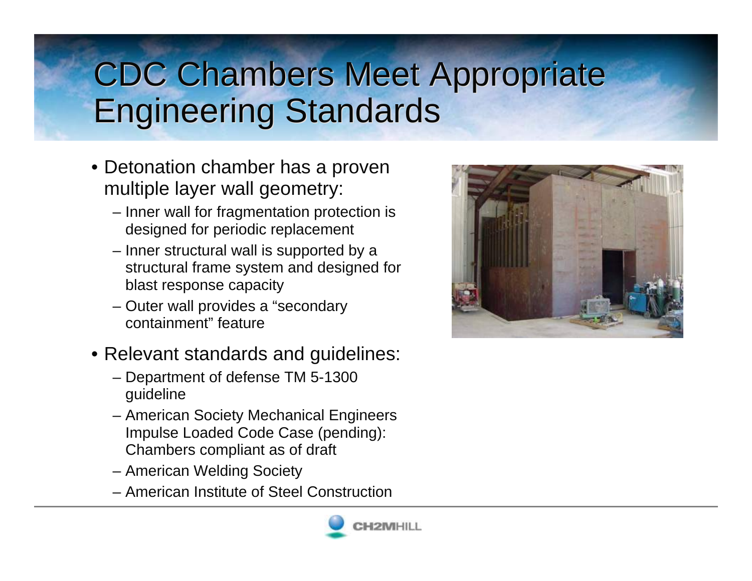# CDC Chambers Meet Appropriate Engineering Standards

- Detonation chamber has a proven multiple layer wall geometry:
  - Inner wall for fragmentation protection is designed for periodic replacement
  - Inner structural wall is supported by a structural frame system and designed for blast response capacity
  - Outer wall provides a "secondary containment" feature
- Relevant standards and guidelines:
  - Department of defense TM 5-1300 guideline
  - American Society Mechanical Engineers Impulse Loaded Code Case (pending): Chambers compliant as of draft
  - American Welding Society
  - American Institute of Steel Construction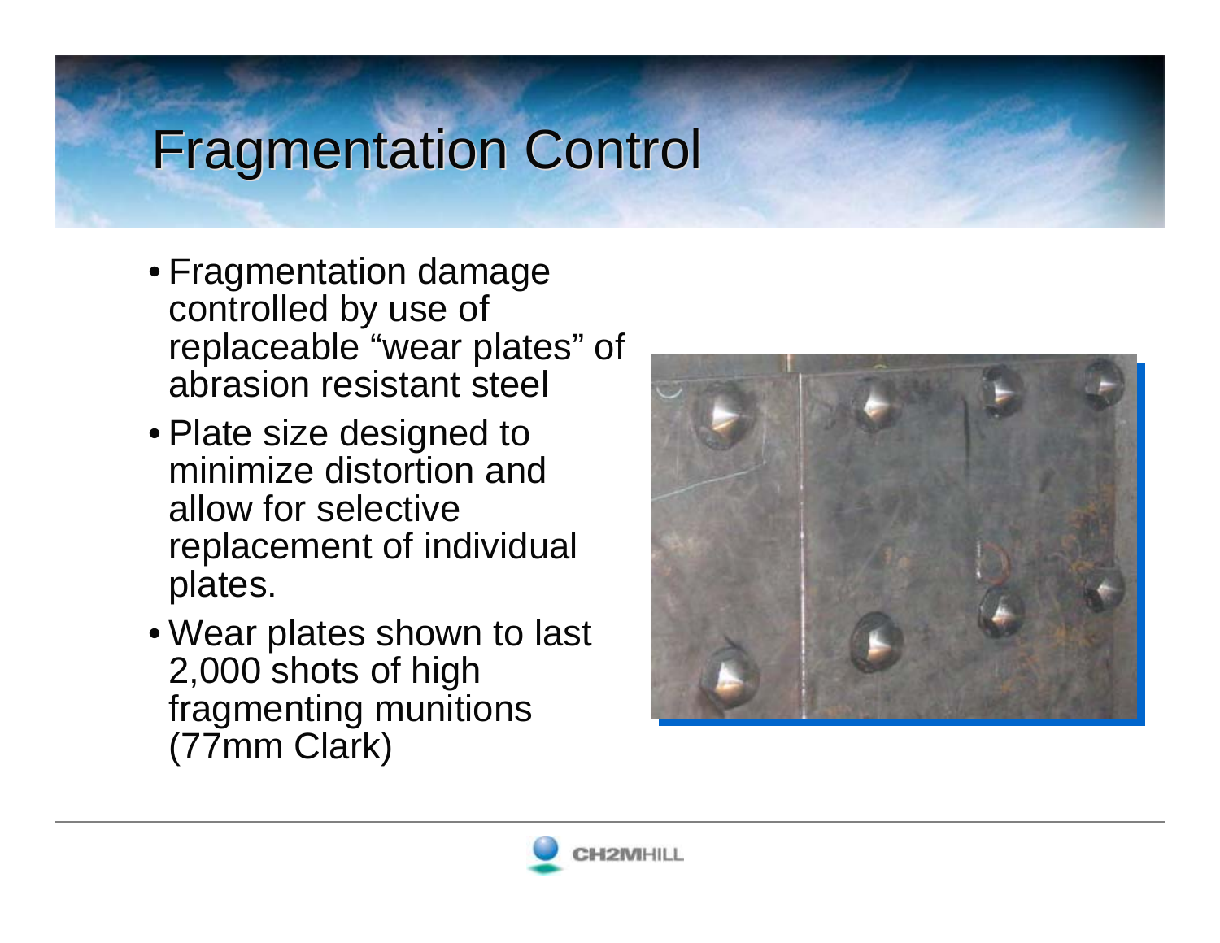# Fragmentation Control

- Fragmentation damage controlled by use of replaceable “wear plates” of abrasion resistant steel
- Plate size designed to minimize distortion and allow for selective replacement of individual plates.
- Wear plates shown to last 2,000 shots of high fragmenting munitions (77mm Clark)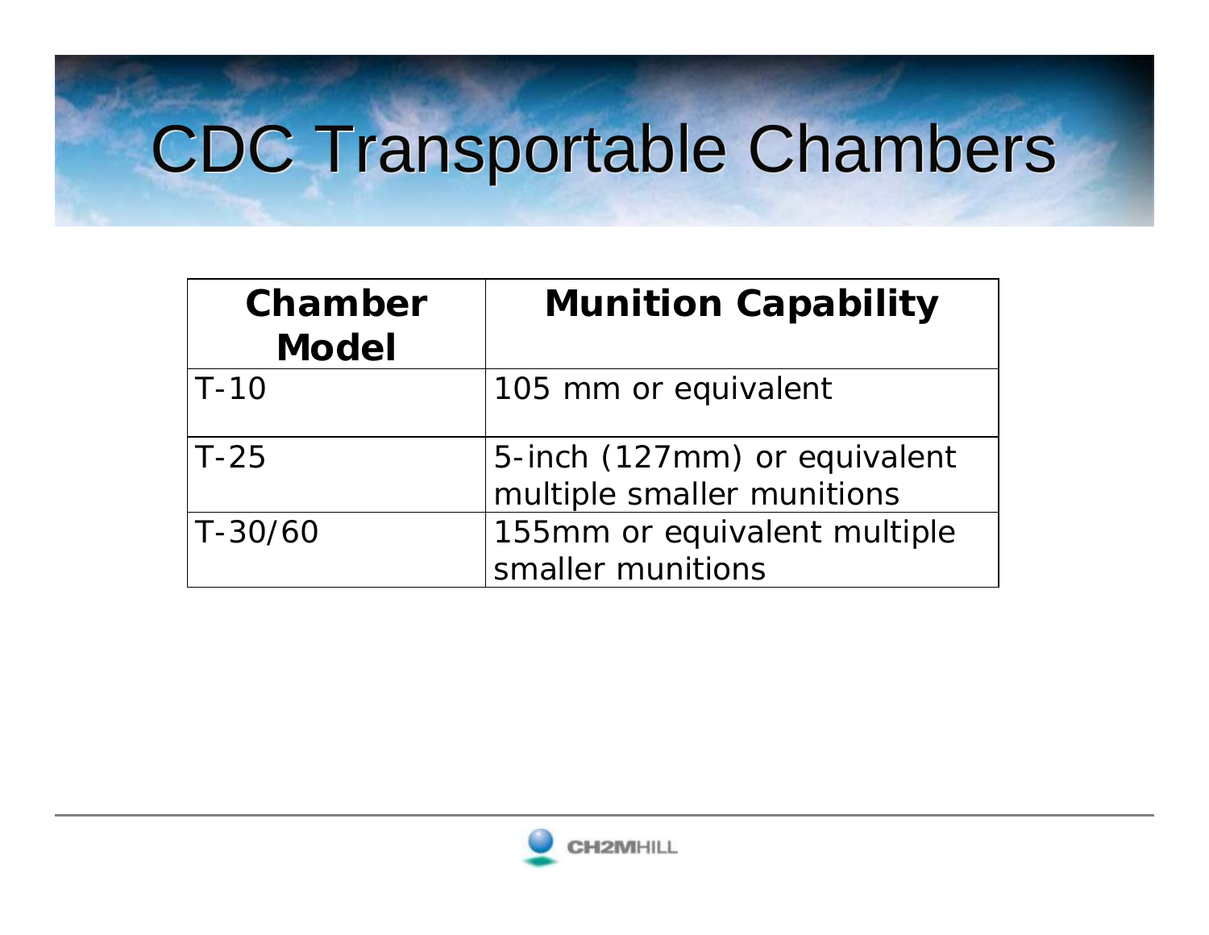# CDC Transportable Chambers

| Chamber Model | Munition Capability |
|---|---|
| T-10 | 105 mm or equivalent |
| T-25 | 5-inch (127mm) or equivalent multiple smaller munitions |
| T-30/60 | 155mm or equivalent multiple smaller munitions |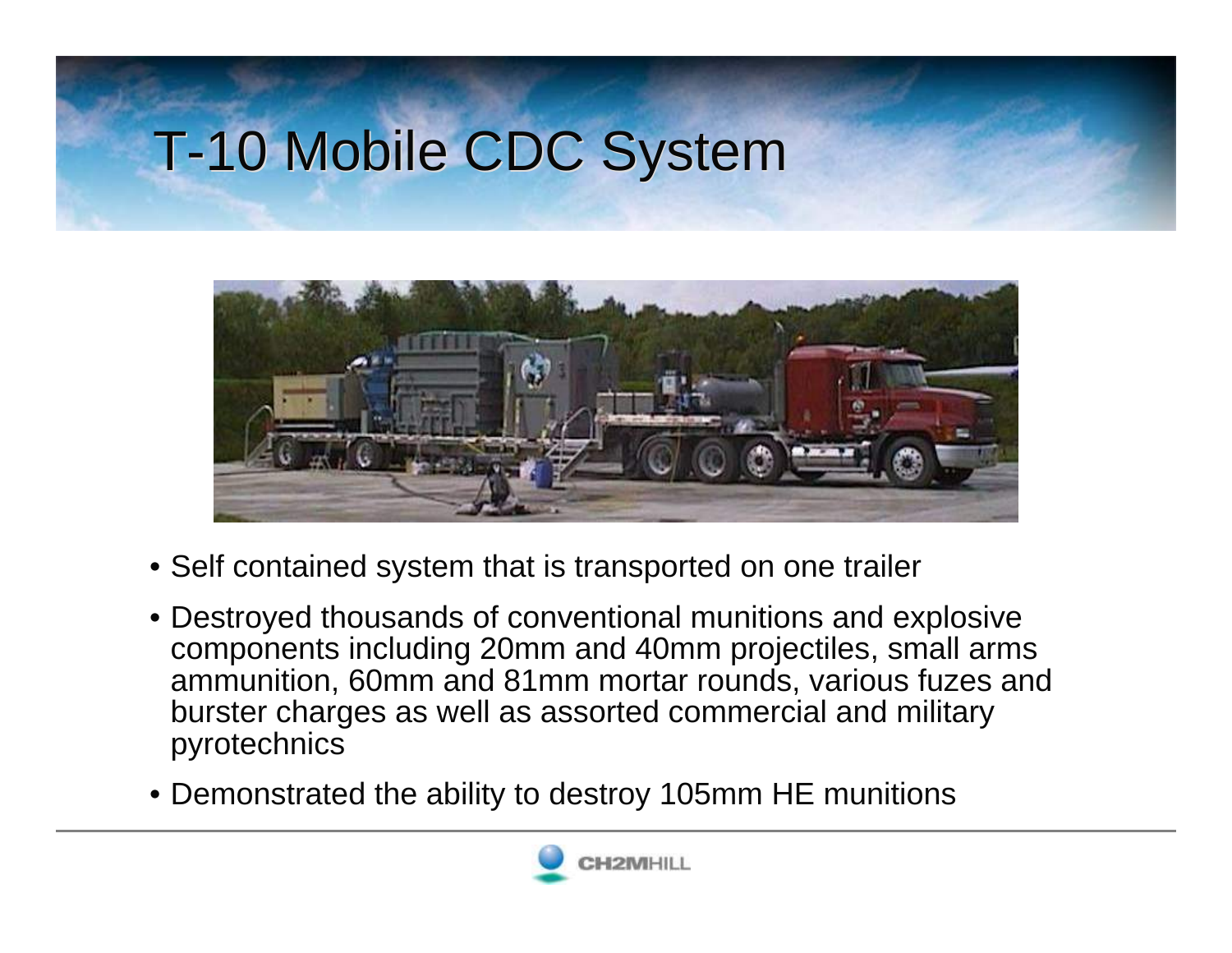# T-10 Mobile CDC System

- Self contained system that is transported on one trailer
- Destroyed thousands of conventional munitions and explosive components including 20mm and 40mm projectiles, small arms ammunition, 60mm and 81mm mortar rounds, various fuzes and burster charges as well as assorted commercial and military pyrotechnics
- Demonstrated the ability to destroy 105mm HE munitions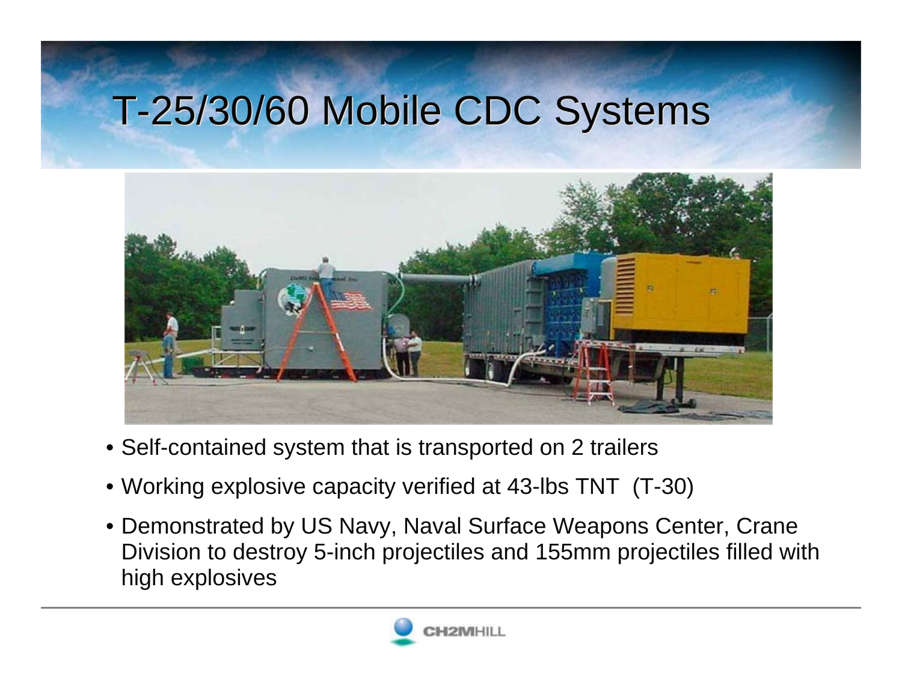# T-25/30/60 Mobile CDC Systems

- Self-contained system that is transported on 2 trailers
- Working explosive capacity verified at 43-lbs TNT (T-30)
- Demonstrated by US Navy, Naval Surface Weapons Center, Crane Division to destroy 5-inch projectiles and 155mm projectiles filled with high explosives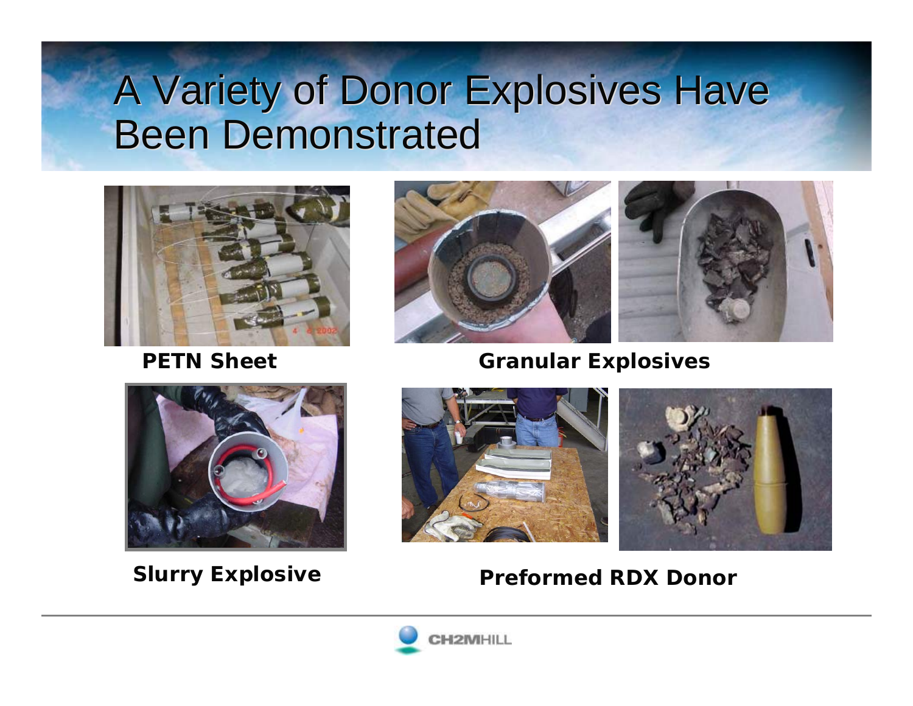# A Variety of Donor Explosives Have Been Demonstrated

**PETN Sheet**

**Granular Explosives**

**Slurry Explosive**

**Preformed RDX Donor**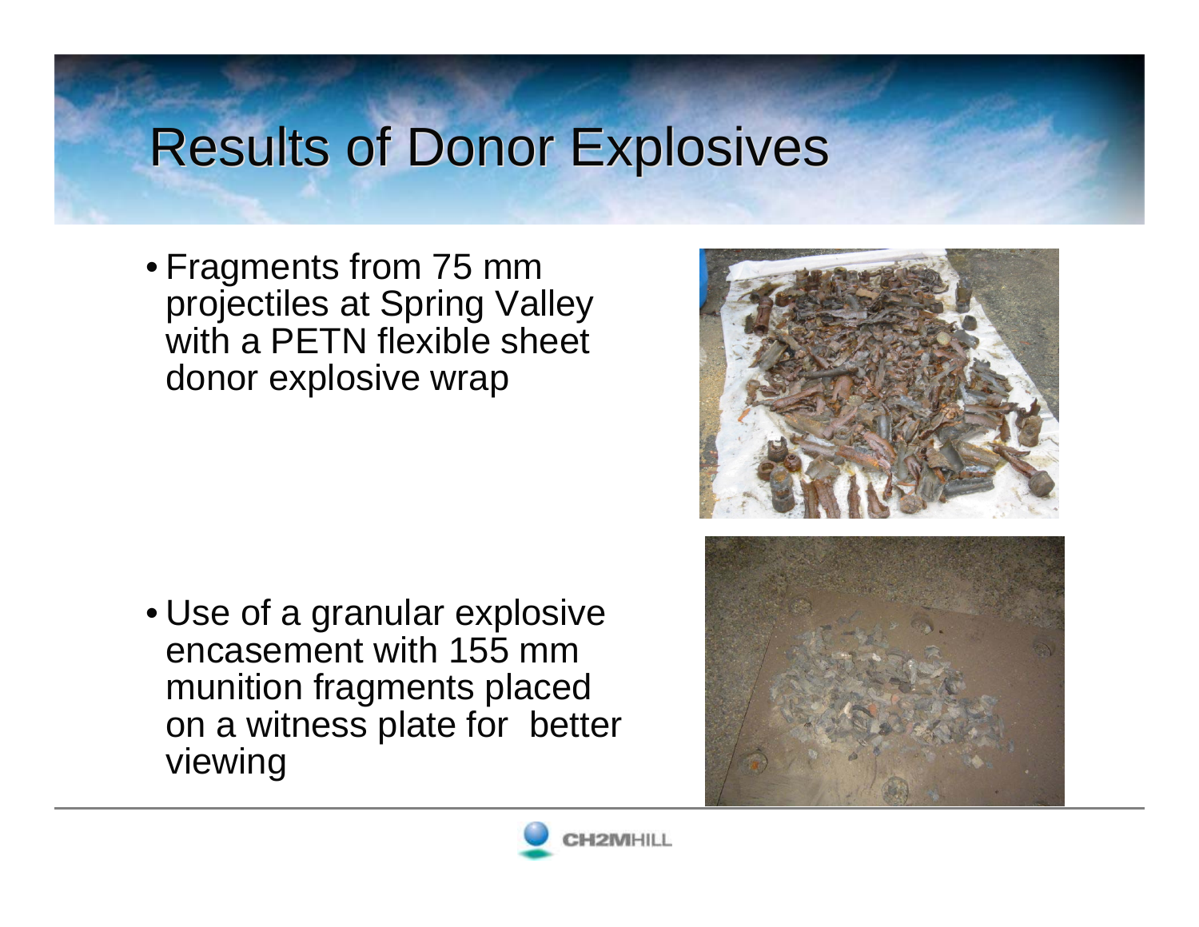# Results of Donor Explosives

- Fragments from 75 mm projectiles at Spring Valley with a PETN flexible sheet donor explosive wrap

- Use of a granular explosive encasement with 155 mm munition fragments placed on a witness plate for better viewing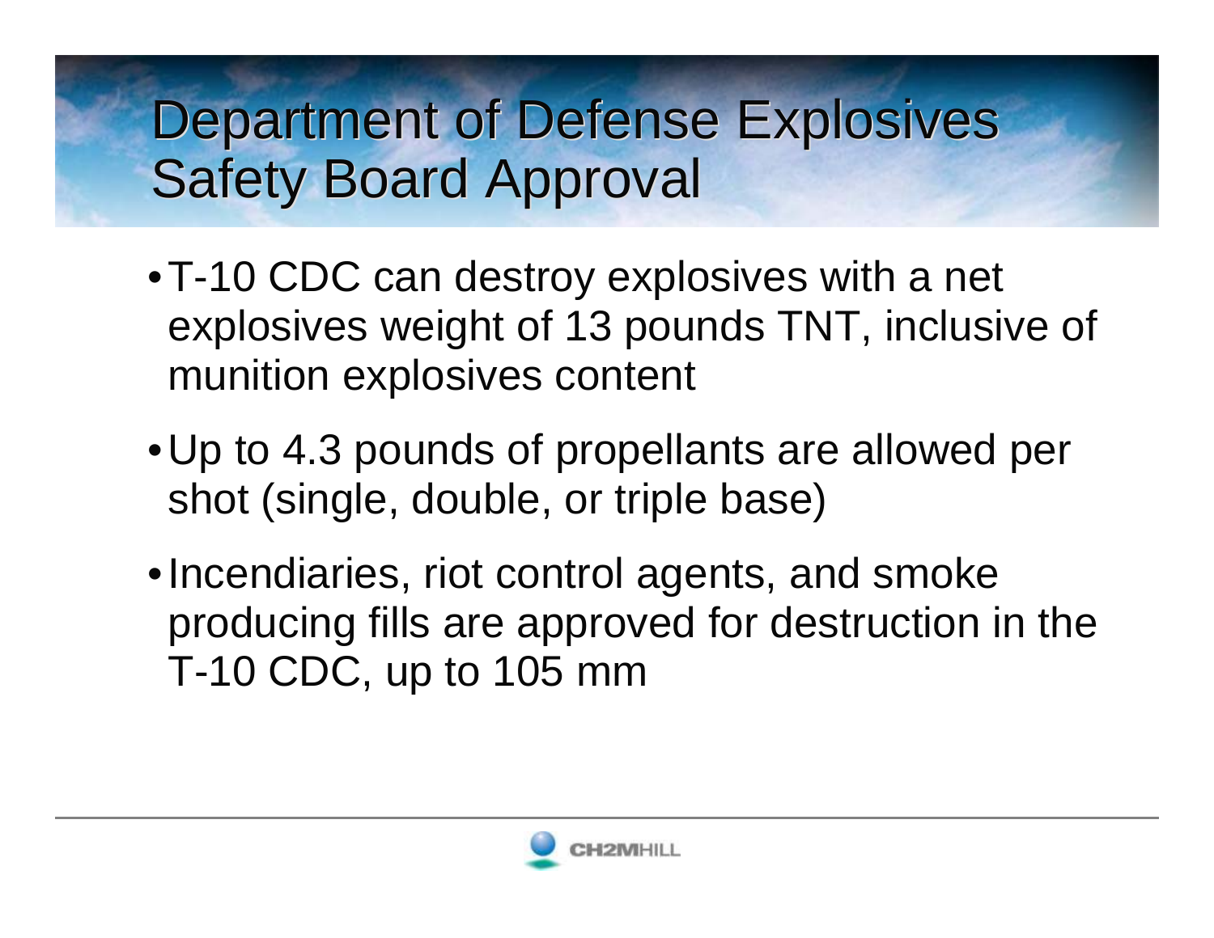# Department of Defense Explosives Safety Board Approval

- T-10 CDC can destroy explosives with a net explosives weight of 13 pounds TNT, inclusive of munition explosives content
- Up to 4.3 pounds of propellants are allowed per shot (single, double, or triple base)
- Incendiaries, riot control agents, and smoke producing fills are approved for destruction in the T-10 CDC, up to 105 mm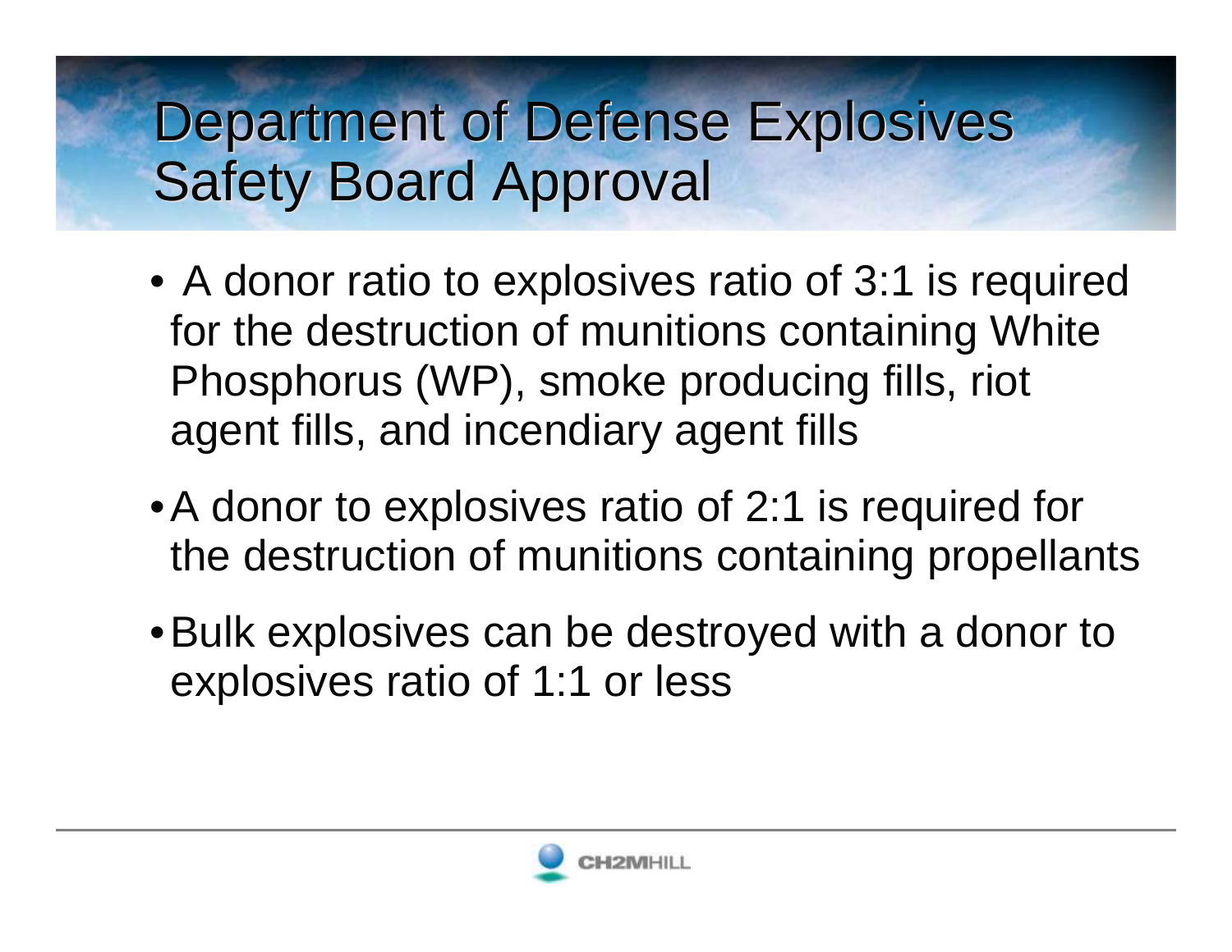# Department of Defense Explosives Safety Board Approval

- A donor ratio to explosives ratio of 3:1 is required for the destruction of munitions containing White Phosphorus (WP), smoke producing fills, riot agent fills, and incendiary agent fills
- A donor to explosives ratio of 2:1 is required for the destruction of munitions containing propellants
- Bulk explosives can be destroyed with a donor to explosives ratio of 1:1 or less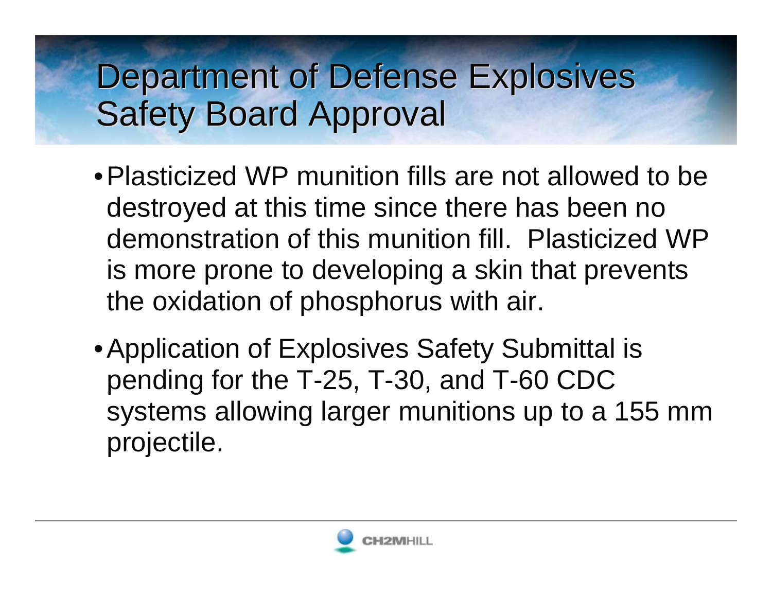# Department of Defense Explosives Safety Board Approval

- Plasticized WP munition fills are not allowed to be destroyed at this time since there has been no demonstration of this munition fill. Plasticized WP is more prone to developing a skin that prevents the oxidation of phosphorus with air.
- Application of Explosives Safety Submittal is pending for the T-25, T-30, and T-60 CDC systems allowing larger munitions up to a 155 mm projectile.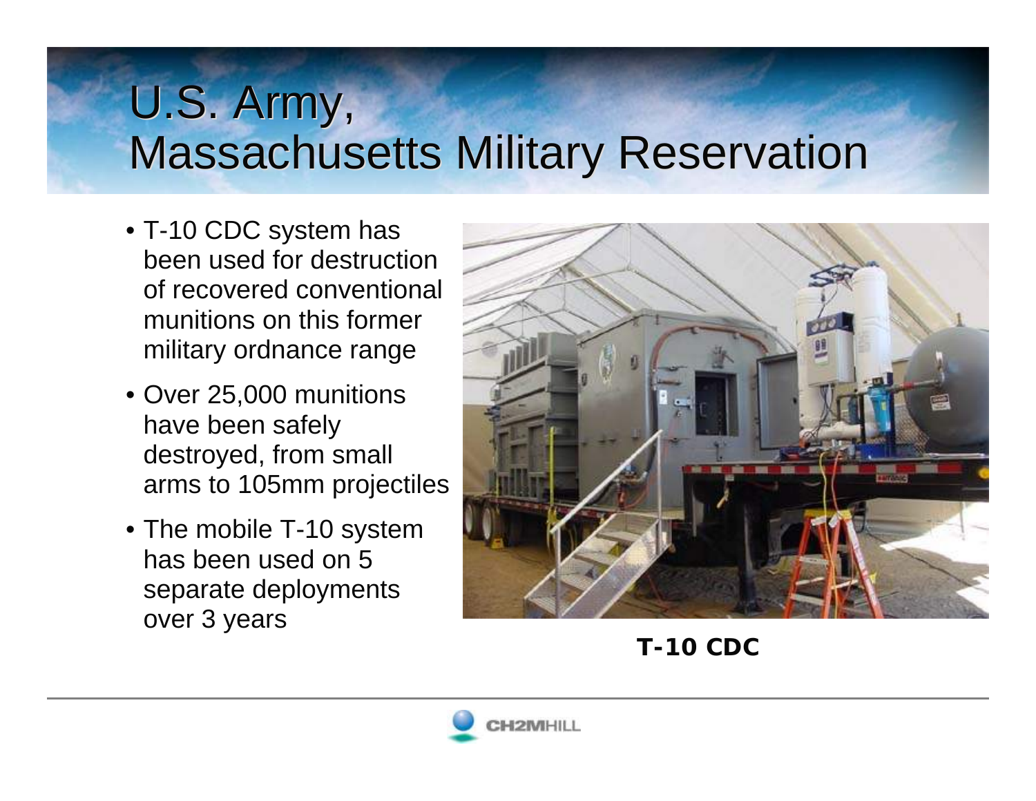# U.S. Army, Massachusetts Military Reservation

- T-10 CDC system has been used for destruction of recovered conventional munitions on this former military ordnance range
- Over 25,000 munitions have been safely destroyed, from small arms to 105mm projectiles
- The mobile T-10 system has been used on 5 separate deployments over 3 years

**T-10 CDC**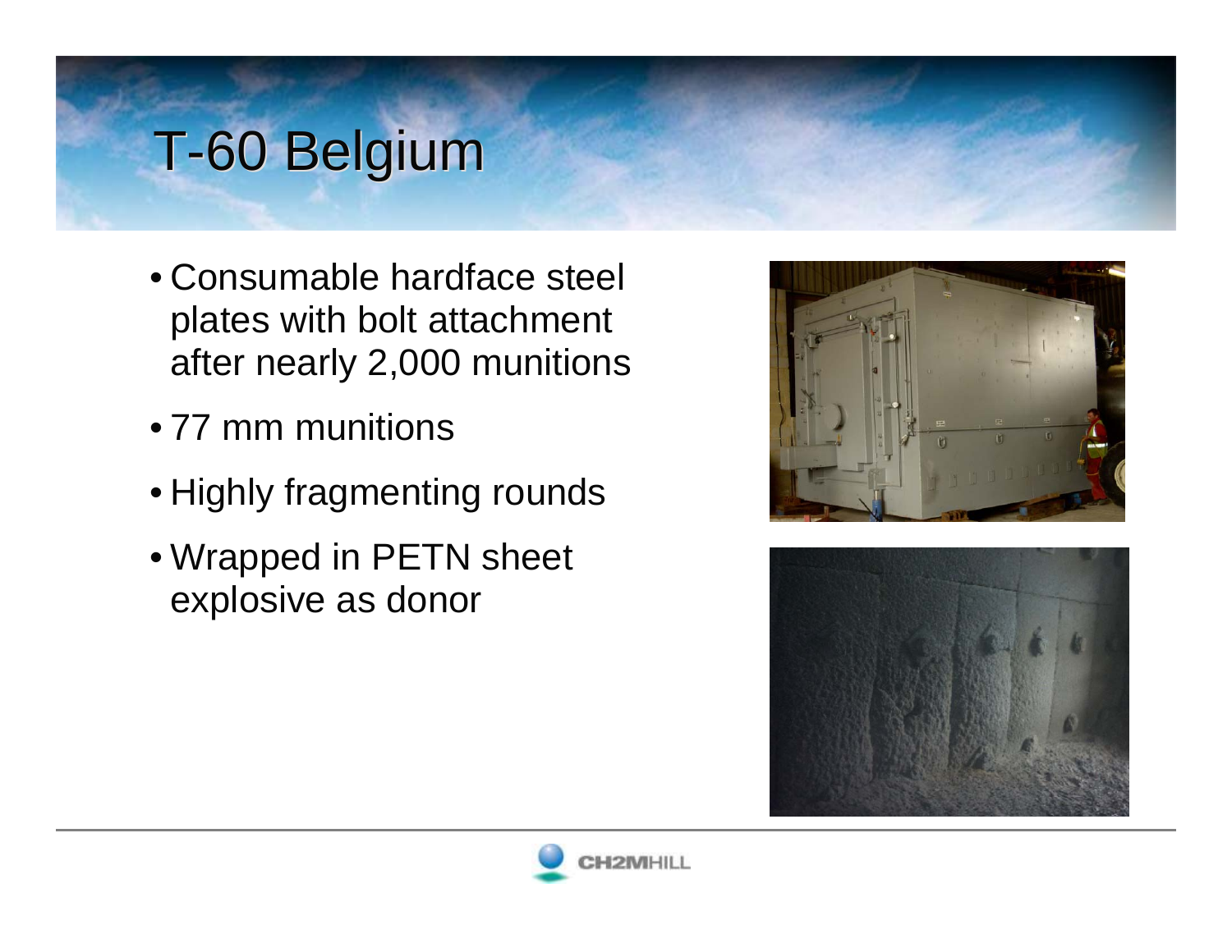# T-60 Belgium

- Consumable hardface steel plates with bolt attachment after nearly 2,000 munitions
- 77 mm munitions
- Highly fragmenting rounds
- Wrapped in PETN sheet explosive as donor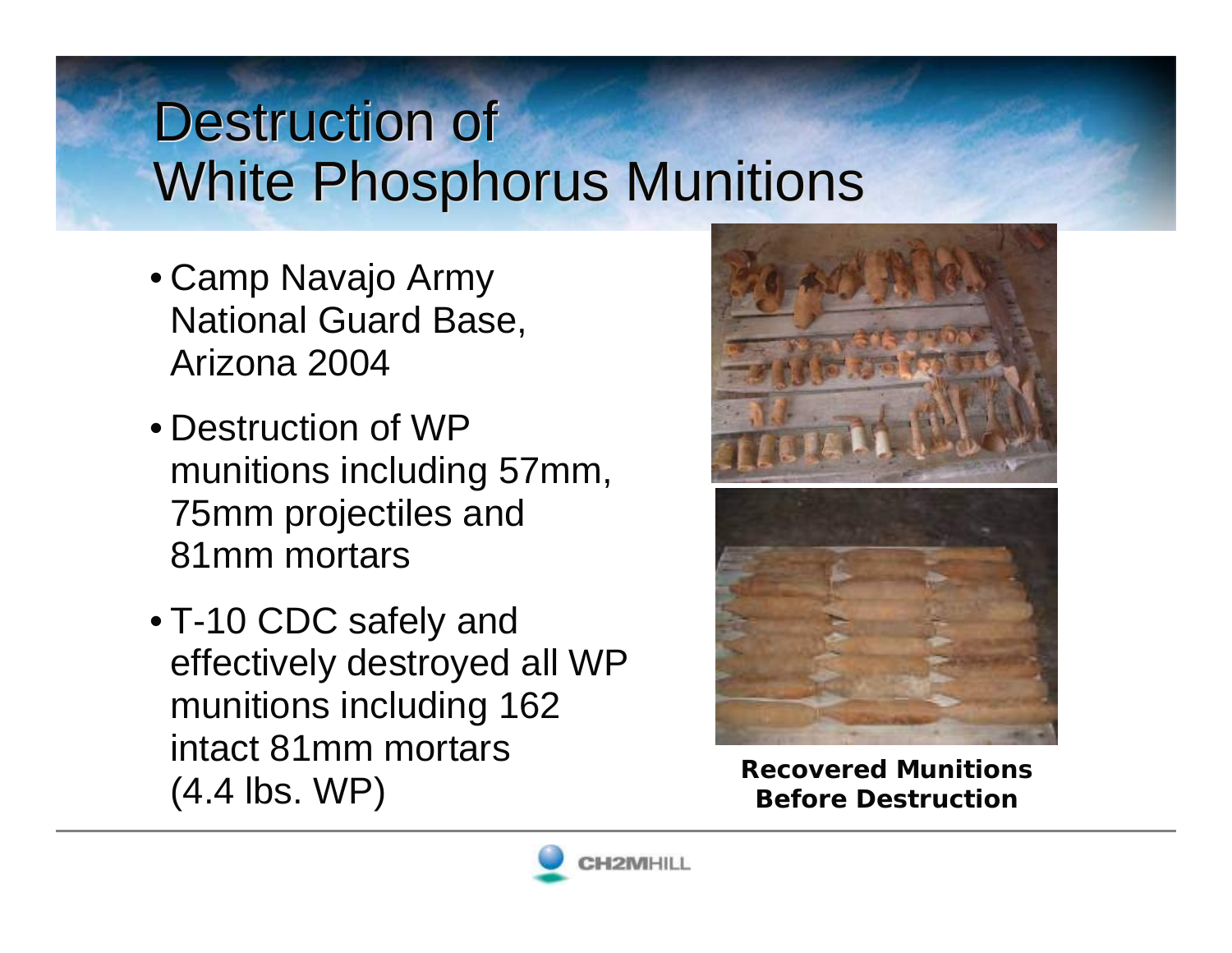# Destruction of White Phosphorus Munitions

- Camp Navajo Army National Guard Base, Arizona 2004
- Destruction of WP munitions including 57mm, 75mm projectiles and 81mm mortars
- T-10 CDC safely and effectively destroyed all WP munitions including 162 intact 81mm mortars (4.4 lbs. WP)

**Recovered Munitions Before Destruction**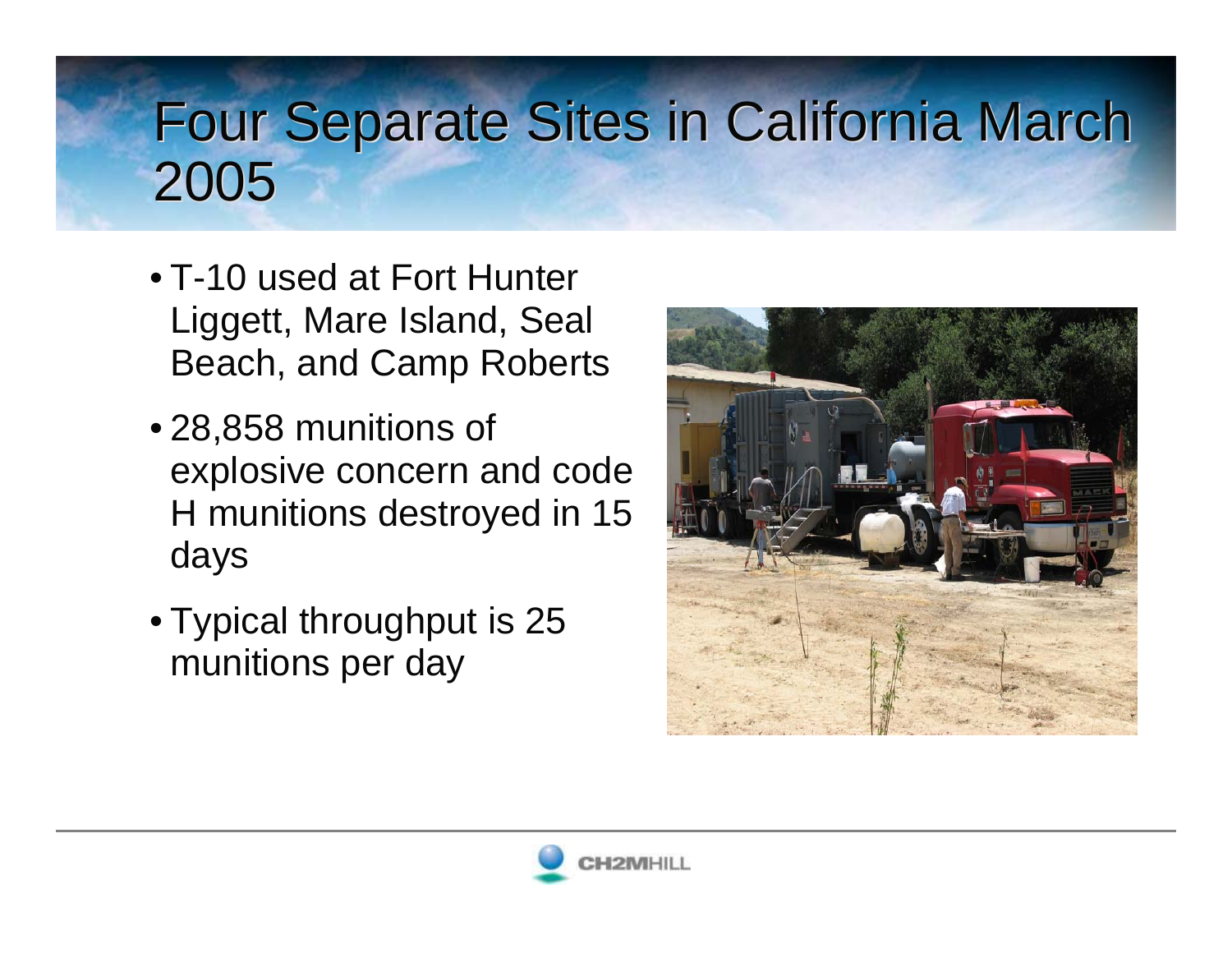# Four Separate Sites in California March 2005

- T-10 used at Fort Hunter Liggett, Mare Island, Seal Beach, and Camp Roberts
- 28,858 munitions of explosive concern and code H munitions destroyed in 15 days
- Typical throughput is 25 munitions per day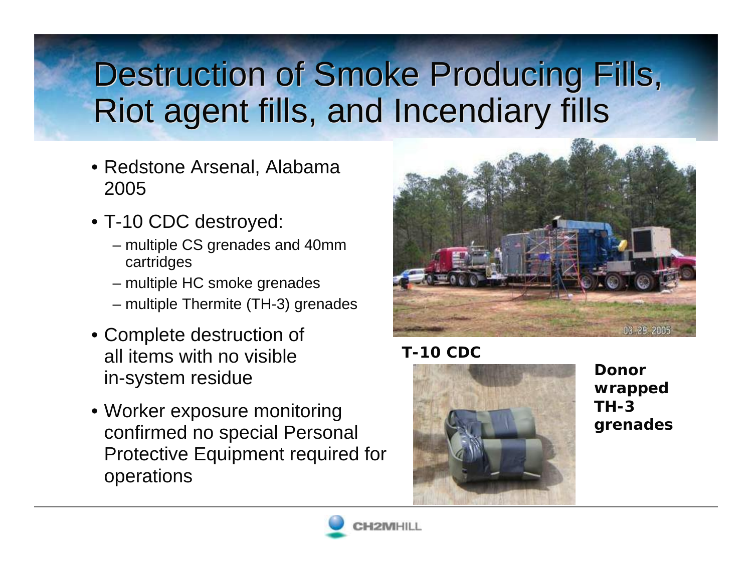# Destruction of Smoke Producing Fills, Riot agent fills, and Incendiary fills

- Redstone Arsenal, Alabama 2005
- T-10 CDC destroyed:
  - multiple CS grenades and 40mm cartridges
  - multiple HC smoke grenades
  - multiple Thermite (TH-3) grenades
- Complete destruction of all items with no visible in-system residue
- Worker exposure monitoring confirmed no special Personal Protective Equipment required for operations

**T-10 CDC**

**Donor wrapped TH-3 grenades**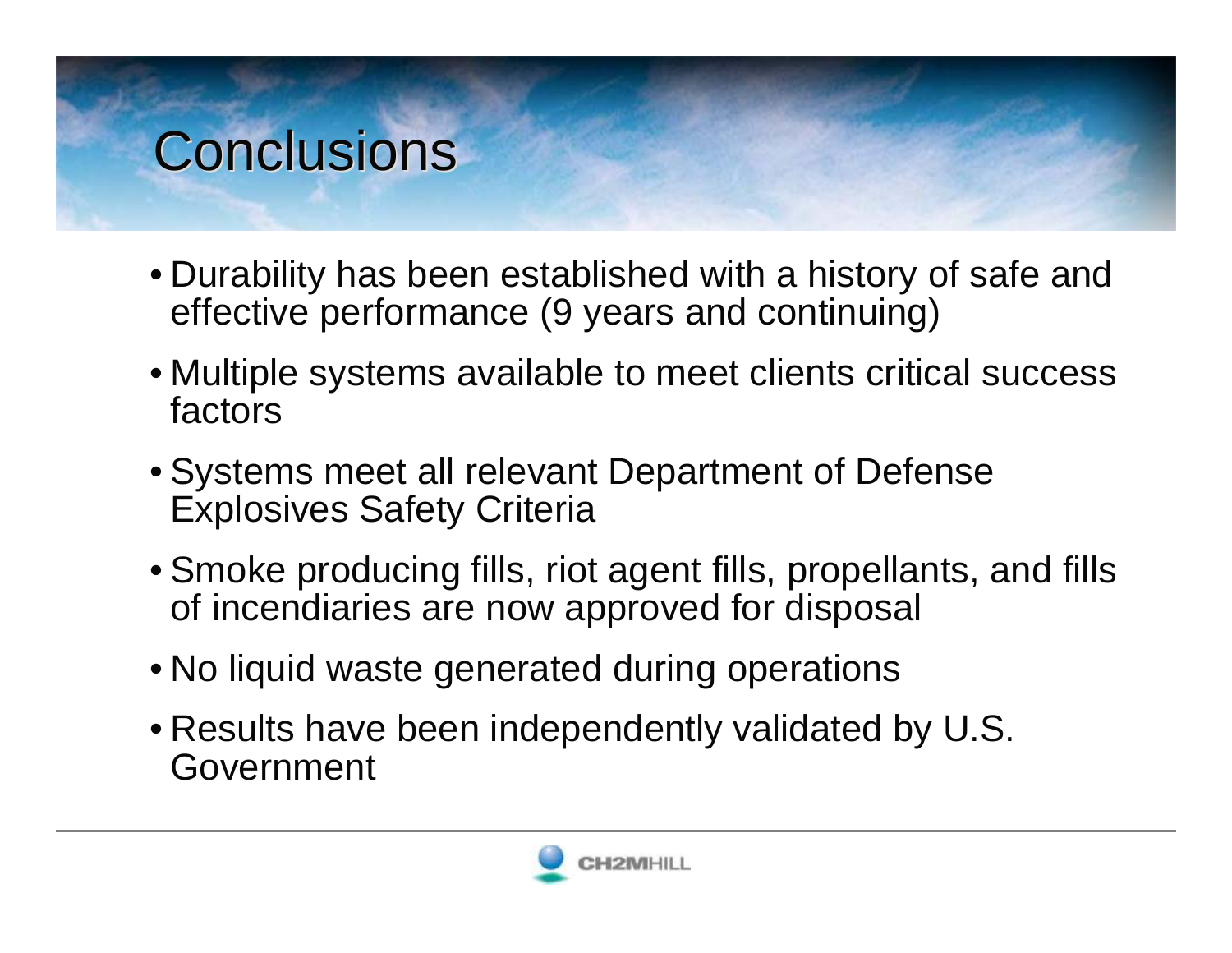# Conclusions

- Durability has been established with a history of safe and effective performance (9 years and continuing)
- Multiple systems available to meet clients critical success factors
- Systems meet all relevant Department of Defense Explosives Safety Criteria
- Smoke producing fills, riot agent fills, propellants, and fills of incendiaries are now approved for disposal
- No liquid waste generated during operations
- Results have been independently validated by U.S. Government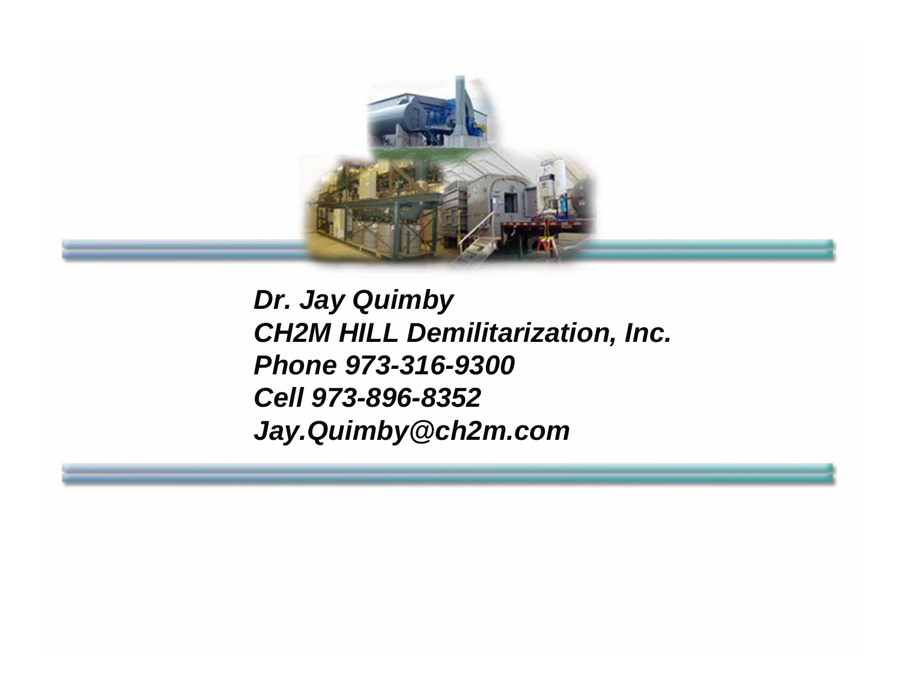***Dr. Jay Quimby***
***CH2M HILL Demilitarization, Inc.***
***Phone 973-316-9300***
***Cell 973-896-8352***
***Jay.Quimby@ch2m.com***